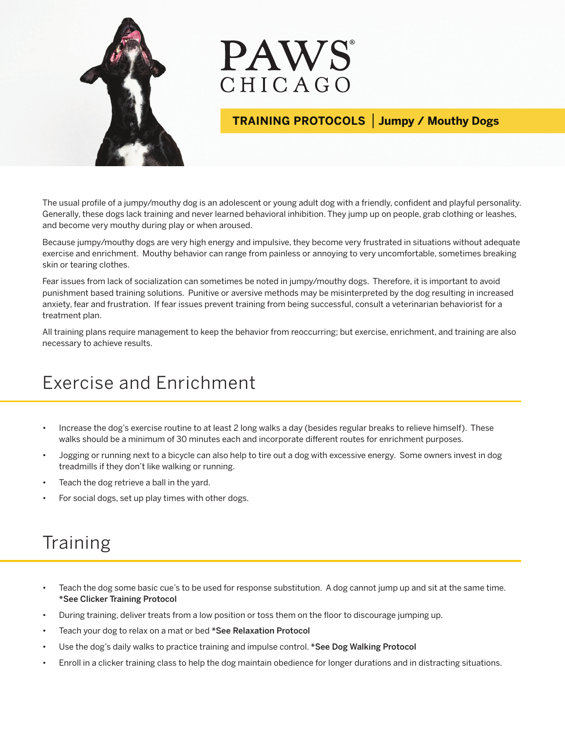# PAWS CHICAGO

**TRAINING PROTOCOLS | Jumpy / Mouthy Dogs**

The usual profile of a jumpy/mouthy dog is an adolescent or young adult dog with a friendly, confident and playful personality. Generally, these dogs lack training and never learned behavioral inhibition. They jump up on people, grab clothing or leashes, and become very mouthy during play or when aroused.

Because jumpy/mouthy dogs are very high energy and impulsive, they become very frustrated in situations without adequate exercise and enrichment. Mouthy behavior can range from painless or annoying to very uncomfortable, sometimes breaking skin or tearing clothes.

Fear issues from lack of socialization can sometimes be noted in jumpy/mouthy dogs. Therefore, it is important to avoid punishment based training solutions. Punitive or aversive methods may be misinterpreted by the dog resulting in increased anxiety, fear and frustration. If fear issues prevent training from being successful, consult a veterinarian behaviorist for a treatment plan.

All training plans require management to keep the behavior from reoccurring; but exercise, enrichment, and training are also necessary to achieve results.

## Exercise and Enrichment

- Increase the dog's exercise routine to at least 2 long walks a day (besides regular breaks to relieve himself). These walks should be a minimum of 30 minutes each and incorporate different routes for enrichment purposes.
- Jogging or running next to a bicycle can also help to tire out a dog with excessive energy. Some owners invest in dog treadmills if they don't like walking or running.
- Teach the dog retrieve a ball in the yard.
- For social dogs, set up play times with other dogs.

## Training

- Teach the dog some basic cue's to be used for response substitution. A dog cannot jump up and sit at the same time. **\*See Clicker Training Protocol**
- During training, deliver treats from a low position or toss them on the floor to discourage jumping up.
- Teach your dog to relax on a mat or bed **\*See Relaxation Protocol**
- Use the dog's daily walks to practice training and impulse control. **\*See Dog Walking Protocol**
- Enroll in a clicker training class to help the dog maintain obedience for longer durations and in distracting situations.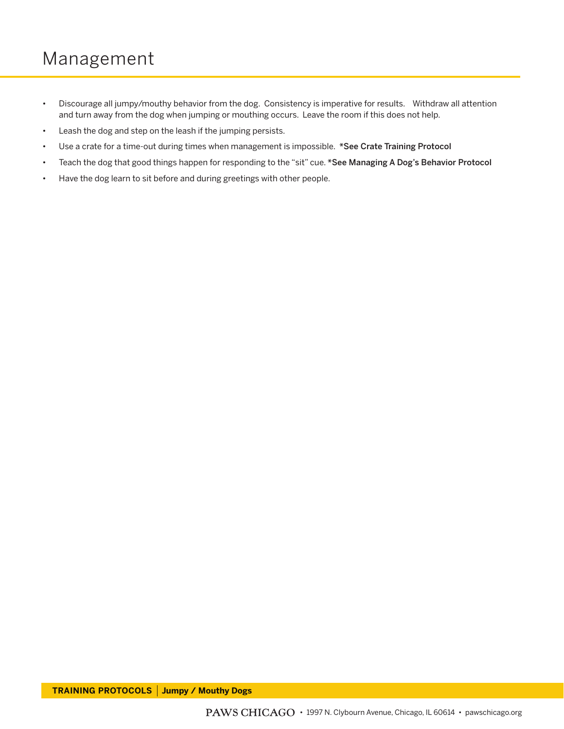# Management

- Discourage all jumpy/mouthy behavior from the dog. Consistency is imperative for results. Withdraw all attention and turn away from the dog when jumping or mouthing occurs. Leave the room if this does not help.
- Leash the dog and step on the leash if the jumping persists.
- Use a crate for a time-out during times when management is impossible. **\*See Crate Training Protocol**
- Teach the dog that good things happen for responding to the "sit" cue. **\*See Managing A Dog's Behavior Protocol**
- Have the dog learn to sit before and during greetings with other people.